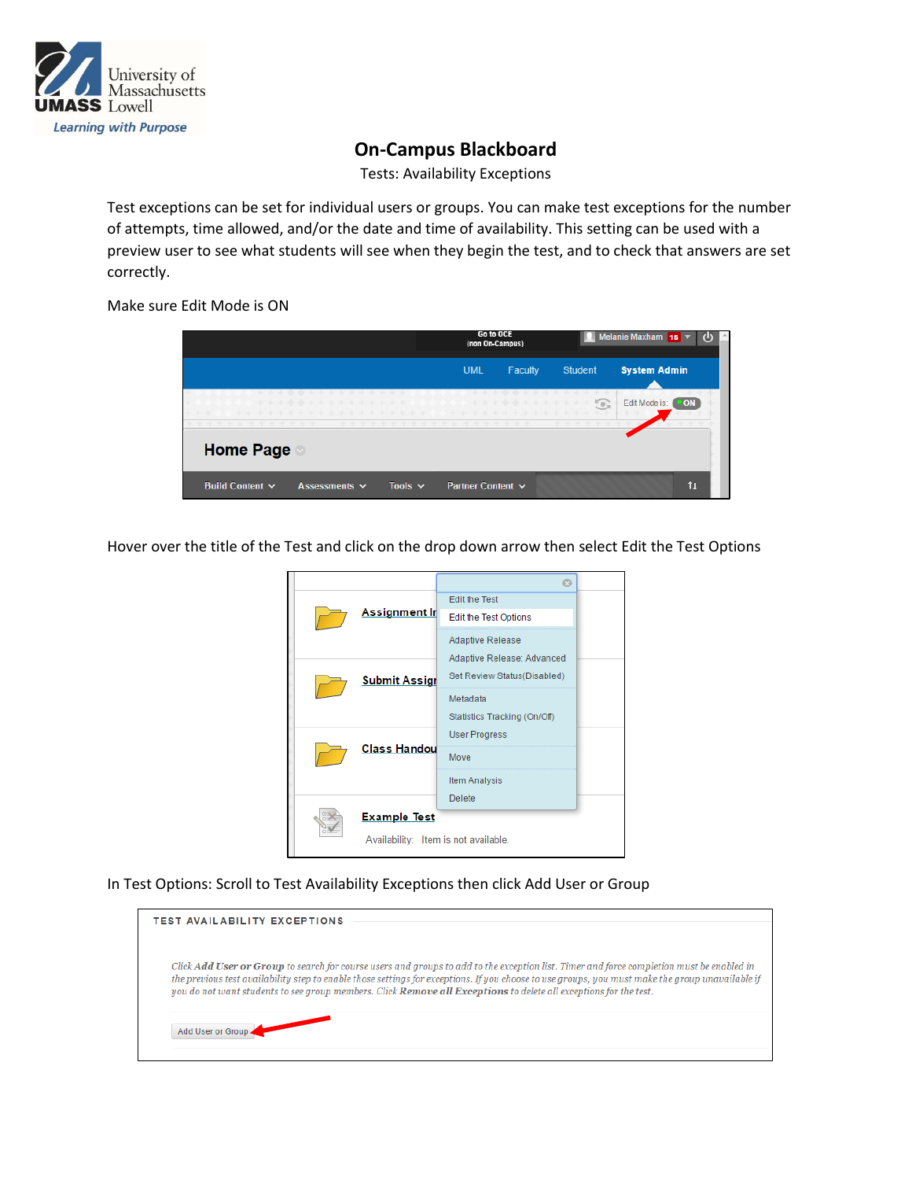# On-Campus Blackboard

Tests: Availability Exceptions

Test exceptions can be set for individual users or groups. You can make test exceptions for the number of attempts, time allowed, and/or the date and time of availability. This setting can be used with a preview user to see what students will see when they begin the test, and to check that answers are set correctly.

Make sure Edit Mode is ON

Hover over the title of the Test and click on the drop down arrow then select Edit the Test Options

In Test Options: Scroll to Test Availability Exceptions then click Add User or Group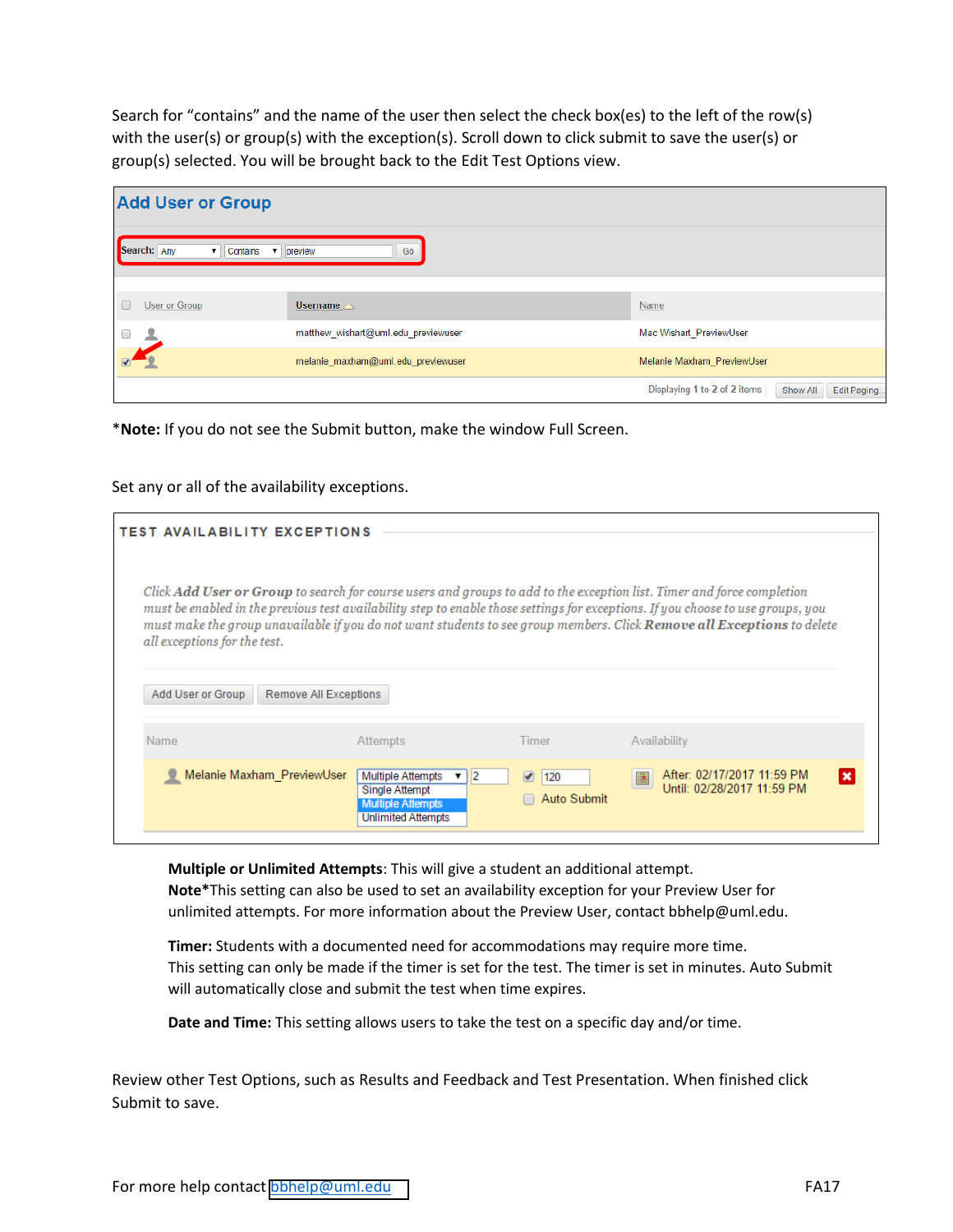Search for “contains” and the name of the user then select the check box(es) to the left of the row(s) with the user(s) or group(s) with the exception(s). Scroll down to click submit to save the user(s) or group(s) selected. You will be brought back to the Edit Test Options view.

*__Note:__ If you do not see the Submit button, make the window Full Screen.

Set any or all of the availability exceptions.

**Multiple or Unlimited Attempts**: This will give a student an additional attempt.
**Note***This setting can also be used to set an availability exception for your Preview User for unlimited attempts. For more information about the Preview User, contact bbhelp@uml.edu.

**Timer:** Students with a documented need for accommodations may require more time.
This setting can only be made if the timer is set for the test. The timer is set in minutes. Auto Submit will automatically close and submit the test when time expires.

**Date and Time:** This setting allows users to take the test on a specific day and/or time.

Review other Test Options, such as Results and Feedback and Test Presentation. When finished click Submit to save.

For more help contact bbhelp@uml.edu FA17